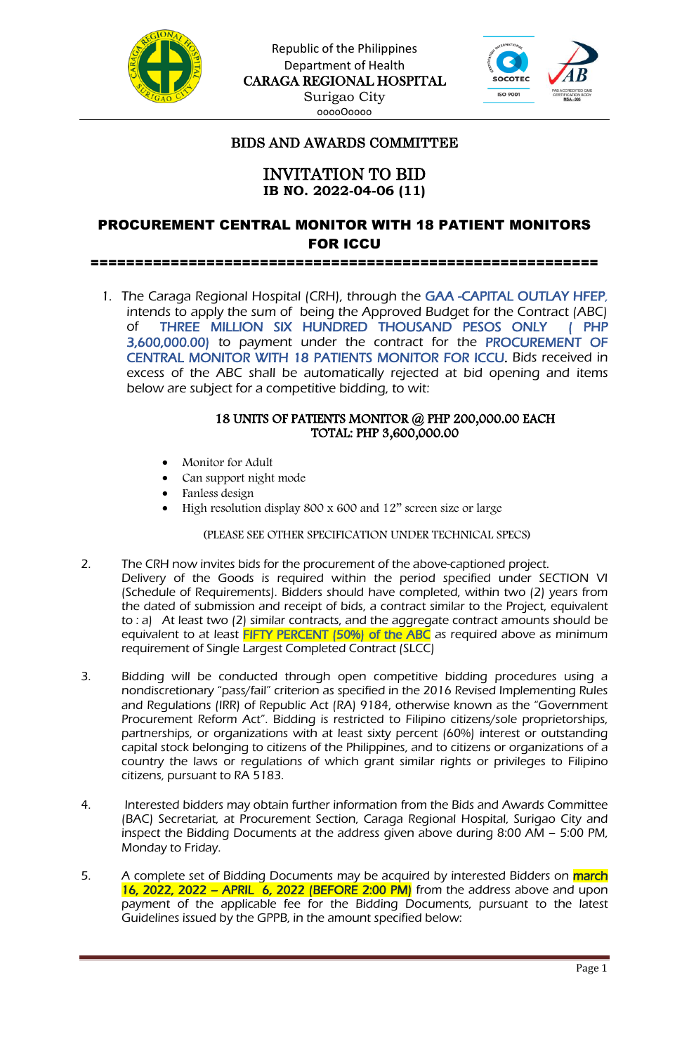Republic of the Philippines
Department of Health
CARAGA REGIONAL HOSPITAL
Surigao City
oooo0oooo

## BIDS AND AWARDS COMMITTEE

# INVITATION TO BID
**IB NO. 2022-04-06 (11)**

## PROCUREMENT CENTRAL MONITOR WITH 18 PATIENT MONITORS FOR ICCU

========================================================

1. The Caraga Regional Hospital (CRH), through the GAA -CAPITAL OUTLAY HFEP, intends to apply the sum of being the Approved Budget for the Contract (ABC) of THREE MILLION SIX HUNDRED THOUSAND PESOS ONLY ( PHP 3,600,000.00) to payment under the contract for the PROCUREMENT OF CENTRAL MONITOR WITH 18 PATIENTS MONITOR FOR ICCU. Bids received in excess of the ABC shall be automatically rejected at bid opening and items below are subject for a competitive bidding, to wit:

**18 UNITS OF PATIENTS MONITOR @ PHP 200,000.00 EACH**
**TOTAL: PHP 3,600,000.00**

- Monitor for Adult
- Can support night mode
- Fanless design
- High resolution display 800 x 600 and 12" screen size or large

(PLEASE SEE OTHER SPECIFICATION UNDER TECHNICAL SPECS)

2. The CRH now invites bids for the procurement of the above-captioned project. Delivery of the Goods is required within the period specified under SECTION VI (Schedule of Requirements). Bidders should have completed, within two (2) years from the dated of submission and receipt of bids, a contract similar to the Project, equivalent to : a) At least two (2) similar contracts, and the aggregate contract amounts should be equivalent to at least FIFTY PERCENT (50%) of the ABC as required above as minimum requirement of Single Largest Completed Contract (SLCC)

3. Bidding will be conducted through open competitive bidding procedures using a nondiscretionary "pass/fail" criterion as specified in the 2016 Revised Implementing Rules and Regulations (IRR) of Republic Act (RA) 9184, otherwise known as the "Government Procurement Reform Act". Bidding is restricted to Filipino citizens/sole proprietorships, partnerships, or organizations with at least sixty percent (60%) interest or outstanding capital stock belonging to citizens of the Philippines, and to citizens or organizations of a country the laws or regulations of which grant similar rights or privileges to Filipino citizens, pursuant to RA 5183.

4. Interested bidders may obtain further information from the Bids and Awards Committee (BAC) Secretariat, at Procurement Section, Caraga Regional Hospital, Surigao City and inspect the Bidding Documents at the address given above during 8:00 AM – 5:00 PM, Monday to Friday.

5. A complete set of Bidding Documents may be acquired by interested Bidders on march 16, 2022, 2022 – APRIL 6, 2022 (BEFORE 2:00 PM) from the address above and upon payment of the applicable fee for the Bidding Documents, pursuant to the latest Guidelines issued by the GPPB, in the amount specified below: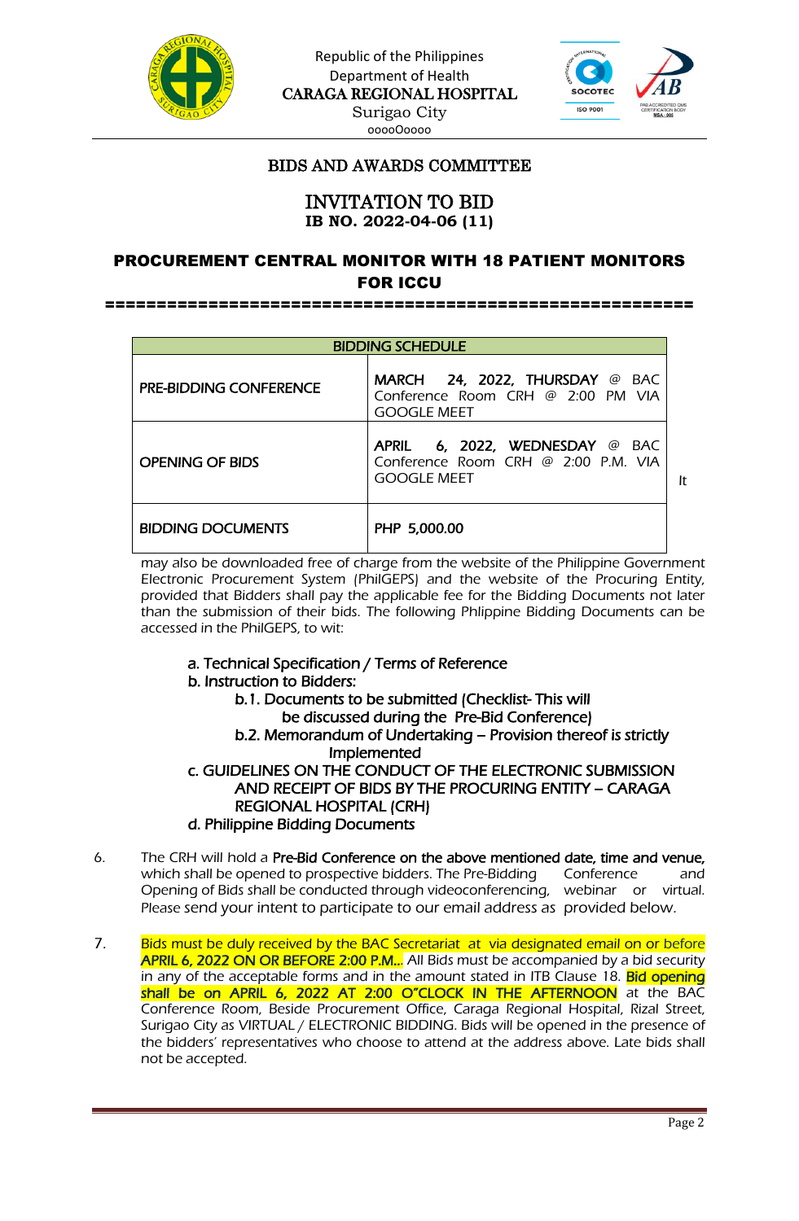Republic of the Philippines
Department of Health
CARAGA REGIONAL HOSPITAL
Surigao City
oooo0oooo

## BIDS AND AWARDS COMMITTEE

## INVITATION TO BID
**IB NO. 2022-04-06 (11)**

## PROCUREMENT CENTRAL MONITOR WITH 18 PATIENT MONITORS FOR ICCU

========================================================

| BIDDING SCHEDULE | |
|---|---|
| PRE-BIDDING CONFERENCE | MARCH 24, 2022, THURSDAY @ BAC Conference Room CRH @ 2:00 PM VIA GOOGLE MEET |
| OPENING OF BIDS | APRIL 6, 2022, WEDNESDAY @ BAC Conference Room CRH @ 2:00 P.M. VIA GOOGLE MEET |
| BIDDING DOCUMENTS | PHP 5,000.00 |

It may also be downloaded free of charge from the website of the Philippine Government Electronic Procurement System (PhilGEPS) and the website of the Procuring Entity, provided that Bidders shall pay the applicable fee for the Bidding Documents not later than the submission of their bids. The following Phlippine Bidding Documents can be accessed in the PhilGEPS, to wit:

a. Technical Specification / Terms of Reference
b. Instruction to Bidders:
  b.1. Documents to be submitted (Checklist- This will be discussed during the Pre-Bid Conference)
  b.2. Memorandum of Undertaking – Provision thereof is strictly Implemented
c. GUIDELINES ON THE CONDUCT OF THE ELECTRONIC SUBMISSION AND RECEIPT OF BIDS BY THE PROCURING ENTITY – CARAGA REGIONAL HOSPITAL (CRH)
d. Philippine Bidding Documents

6. The CRH will hold a **Pre-Bid Conference on the above mentioned date, time and venue,** which shall be opened to prospective bidders. The Pre-Bidding Conference and Opening of Bids shall be conducted through videoconferencing, webinar or virtual. Please send your intent to participate to our email address as provided below.

7. Bids must be duly received by the BAC Secretariat at via designated email on or before **APRIL 6, 2022 ON OR BEFORE 2:00 P.M..** All Bids must be accompanied by a bid security in any of the acceptable forms and in the amount stated in ITB Clause 18. **Bid opening shall be on APRIL 6, 2022 AT 2:00 O"CLOCK IN THE AFTERNOON** at the BAC Conference Room, Beside Procurement Office, Caraga Regional Hospital, Rizal Street, Surigao City as VIRTUAL / ELECTRONIC BIDDING. Bids will be opened in the presence of the bidders' representatives who choose to attend at the address above. Late bids shall not be accepted.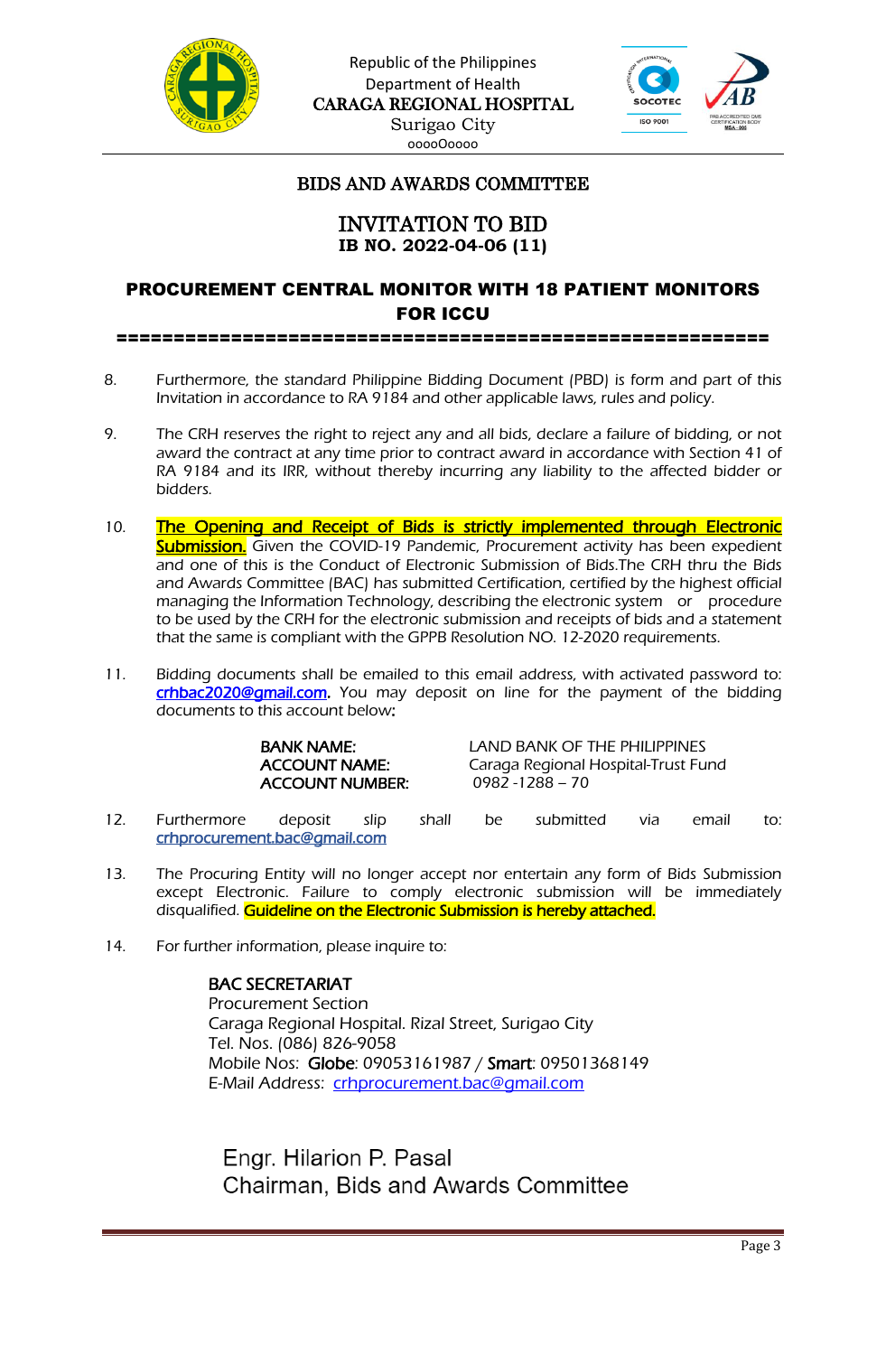Republic of the Philippines
Department of Health
CARAGA REGIONAL HOSPITAL
Surigao City
oooo0oooo

## BIDS AND AWARDS COMMITTEE

# INVITATION TO BID
**IB NO. 2022-04-06 (11)**

## PROCUREMENT CENTRAL MONITOR WITH 18 PATIENT MONITORS FOR ICCU

==========================================================

8. Furthermore, the standard Philippine Bidding Document (PBD) is form and part of this Invitation in accordance to RA 9184 and other applicable laws, rules and policy.

9. The CRH reserves the right to reject any and all bids, declare a failure of bidding, or not award the contract at any time prior to contract award in accordance with Section 41 of RA 9184 and its IRR, without thereby incurring any liability to the affected bidder or bidders.

10. **The Opening and Receipt of Bids is strictly implemented through Electronic Submission.** Given the COVID-19 Pandemic, Procurement activity has been expedient and one of this is the Conduct of Electronic Submission of Bids.The CRH thru the Bids and Awards Committee (BAC) has submitted Certification, certified by the highest official managing the Information Technology, describing the electronic system or procedure to be used by the CRH for the electronic submission and receipts of bids and a statement that the same is compliant with the GPPB Resolution NO. 12-2020 requirements.

11. Bidding documents shall be emailed to this email address, with activated password to: **crhbac2020@gmail.com.** You may deposit on line for the payment of the bidding documents to this account below**:**

| | |
|---|---|
| **BANK NAME:** | LAND BANK OF THE PHILIPPINES |
| **ACCOUNT NAME:** | Caraga Regional Hospital-Trust Fund |
| **ACCOUNT NUMBER:** | 0982 -1288 – 70 |

12. Furthermore deposit slip shall be submitted via email to: crhprocurement.bac@gmail.com

13. The Procuring Entity will no longer accept nor entertain any form of Bids Submission except Electronic. Failure to comply electronic submission will be immediately disqualified. **Guideline on the Electronic Submission is hereby attached.**

14. For further information, please inquire to:

    **BAC SECRETARIAT**
    Procurement Section
    Caraga Regional Hospital. Rizal Street, Surigao City
    Tel. Nos. (086) 826-9058
    Mobile Nos: **Globe**: 09053161987 / **Smart**: 09501368149
    E-Mail Address: crhprocurement.bac@gmail.com

Engr. Hilarion P. Pasal
Chairman, Bids and Awards Committee